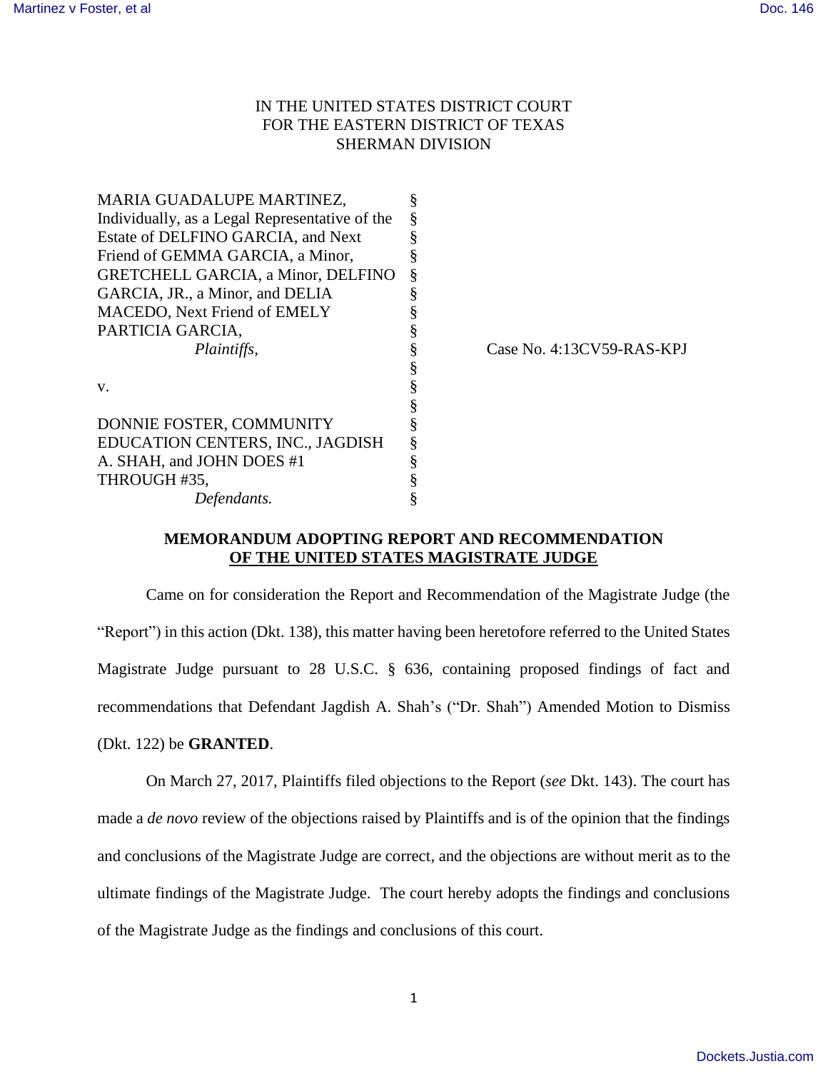IN THE UNITED STATES DISTRICT COURT
FOR THE EASTERN DISTRICT OF TEXAS
SHERMAN DIVISION

| | | |
|---|---|---|
| MARIA GUADALUPE MARTINEZ, Individually, as a Legal Representative of the Estate of DELFINO GARCIA, and Next Friend of GEMMA GARCIA, a Minor, GRETCHELL GARCIA, a Minor, DELFINO GARCIA, JR., a Minor, and DELIA MACEDO, Next Friend of EMELY PARTICIA GARCIA, *Plaintiffs,* | § | Case No. 4:13CV59-RAS-KPJ |
| v. | § | |
| DONNIE FOSTER, COMMUNITY EDUCATION CENTERS, INC., JAGDISH A. SHAH, and JOHN DOES #1 THROUGH #35, *Defendants.* | § | |

**MEMORANDUM ADOPTING REPORT AND RECOMMENDATION OF THE UNITED STATES MAGISTRATE JUDGE**

Came on for consideration the Report and Recommendation of the Magistrate Judge (the "Report") in this action (Dkt. 138), this matter having been heretofore referred to the United States Magistrate Judge pursuant to 28 U.S.C. § 636, containing proposed findings of fact and recommendations that Defendant Jagdish A. Shah's ("Dr. Shah") Amended Motion to Dismiss (Dkt. 122) be **GRANTED**.

On March 27, 2017, Plaintiffs filed objections to the Report (*see* Dkt. 143). The court has made a *de novo* review of the objections raised by Plaintiffs and is of the opinion that the findings and conclusions of the Magistrate Judge are correct, and the objections are without merit as to the ultimate findings of the Magistrate Judge. The court hereby adopts the findings and conclusions of the Magistrate Judge as the findings and conclusions of this court.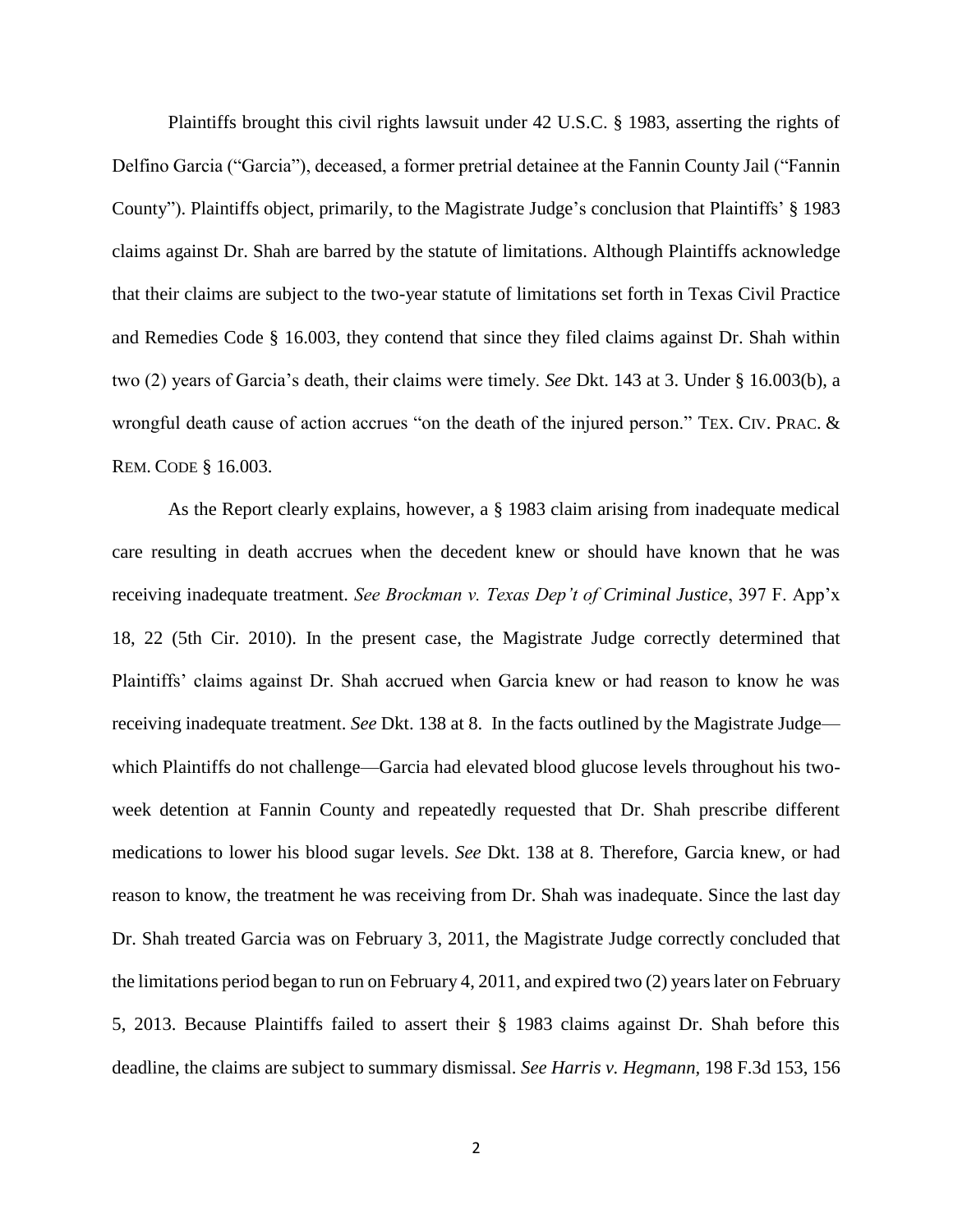Plaintiffs brought this civil rights lawsuit under 42 U.S.C. § 1983, asserting the rights of Delfino Garcia ("Garcia"), deceased, a former pretrial detainee at the Fannin County Jail ("Fannin County"). Plaintiffs object, primarily, to the Magistrate Judge's conclusion that Plaintiffs' § 1983 claims against Dr. Shah are barred by the statute of limitations. Although Plaintiffs acknowledge that their claims are subject to the two-year statute of limitations set forth in Texas Civil Practice and Remedies Code § 16.003, they contend that since they filed claims against Dr. Shah within two (2) years of Garcia's death, their claims were timely. *See* Dkt. 143 at 3. Under § 16.003(b), a wrongful death cause of action accrues "on the death of the injured person." TEX. CIV. PRAC. & REM. CODE § 16.003.

As the Report clearly explains, however, a § 1983 claim arising from inadequate medical care resulting in death accrues when the decedent knew or should have known that he was receiving inadequate treatment. *See Brockman v. Texas Dep't of Criminal Justice*, 397 F. App'x 18, 22 (5th Cir. 2010). In the present case, the Magistrate Judge correctly determined that Plaintiffs' claims against Dr. Shah accrued when Garcia knew or had reason to know he was receiving inadequate treatment. *See* Dkt. 138 at 8. In the facts outlined by the Magistrate Judge—which Plaintiffs do not challenge—Garcia had elevated blood glucose levels throughout his two-week detention at Fannin County and repeatedly requested that Dr. Shah prescribe different medications to lower his blood sugar levels. *See* Dkt. 138 at 8. Therefore, Garcia knew, or had reason to know, the treatment he was receiving from Dr. Shah was inadequate. Since the last day Dr. Shah treated Garcia was on February 3, 2011, the Magistrate Judge correctly concluded that the limitations period began to run on February 4, 2011, and expired two (2) years later on February 5, 2013. Because Plaintiffs failed to assert their § 1983 claims against Dr. Shah before this deadline, the claims are subject to summary dismissal. *See Harris v. Hegmann*, 198 F.3d 153, 156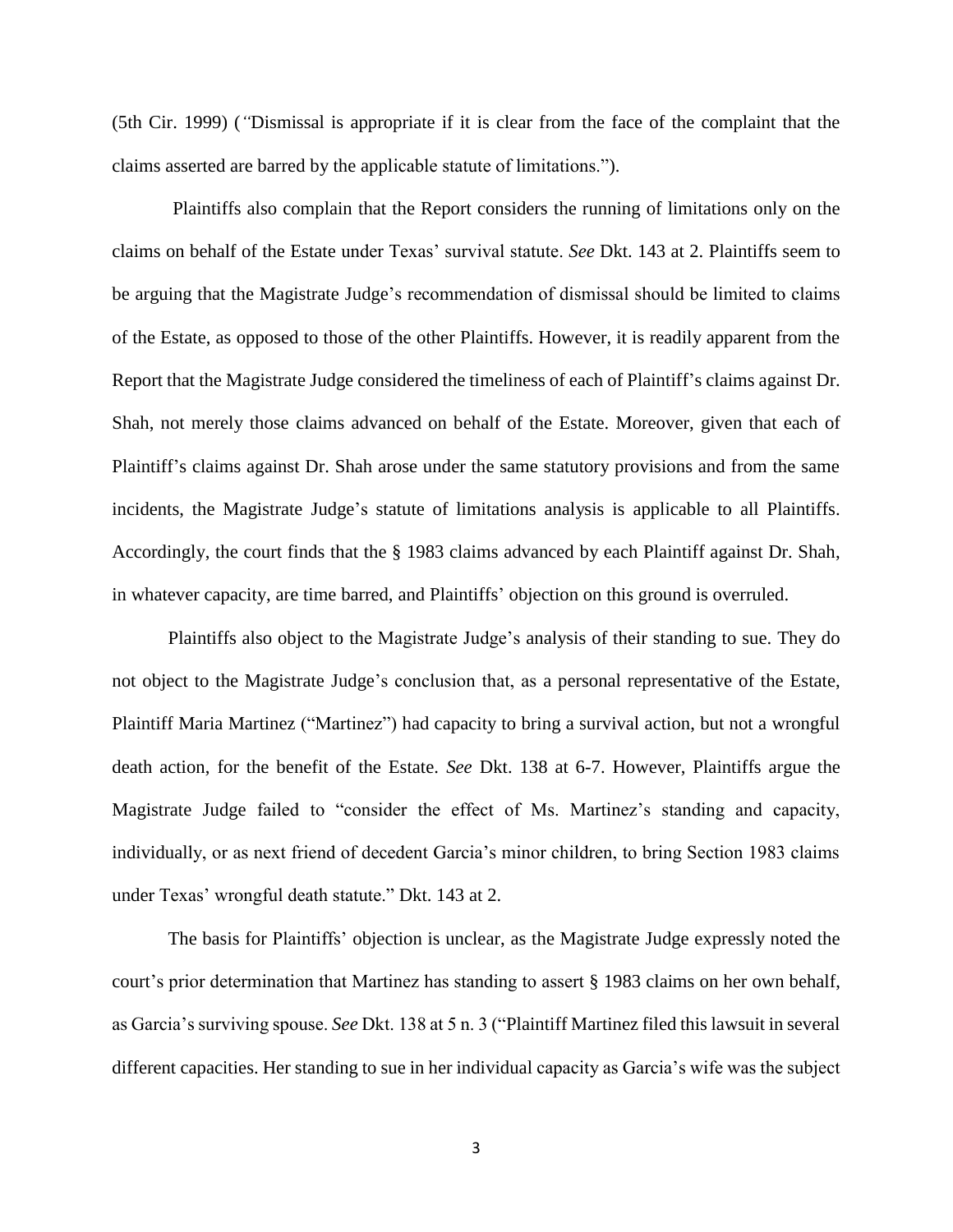(5th Cir. 1999) (*"*Dismissal is appropriate if it is clear from the face of the complaint that the claims asserted are barred by the applicable statute of limitations.").

Plaintiffs also complain that the Report considers the running of limitations only on the claims on behalf of the Estate under Texas' survival statute. *See* Dkt. 143 at 2. Plaintiffs seem to be arguing that the Magistrate Judge's recommendation of dismissal should be limited to claims of the Estate, as opposed to those of the other Plaintiffs. However, it is readily apparent from the Report that the Magistrate Judge considered the timeliness of each of Plaintiff's claims against Dr. Shah, not merely those claims advanced on behalf of the Estate. Moreover, given that each of Plaintiff's claims against Dr. Shah arose under the same statutory provisions and from the same incidents, the Magistrate Judge's statute of limitations analysis is applicable to all Plaintiffs. Accordingly, the court finds that the § 1983 claims advanced by each Plaintiff against Dr. Shah, in whatever capacity, are time barred, and Plaintiffs' objection on this ground is overruled.

Plaintiffs also object to the Magistrate Judge's analysis of their standing to sue. They do not object to the Magistrate Judge's conclusion that, as a personal representative of the Estate, Plaintiff Maria Martinez ("Martinez") had capacity to bring a survival action, but not a wrongful death action, for the benefit of the Estate. *See* Dkt. 138 at 6-7. However, Plaintiffs argue the Magistrate Judge failed to "consider the effect of Ms. Martinez's standing and capacity, individually, or as next friend of decedent Garcia's minor children, to bring Section 1983 claims under Texas' wrongful death statute." Dkt. 143 at 2.

The basis for Plaintiffs' objection is unclear, as the Magistrate Judge expressly noted the court's prior determination that Martinez has standing to assert § 1983 claims on her own behalf, as Garcia's surviving spouse. *See* Dkt. 138 at 5 n. 3 ("Plaintiff Martinez filed this lawsuit in several different capacities. Her standing to sue in her individual capacity as Garcia's wife was the subject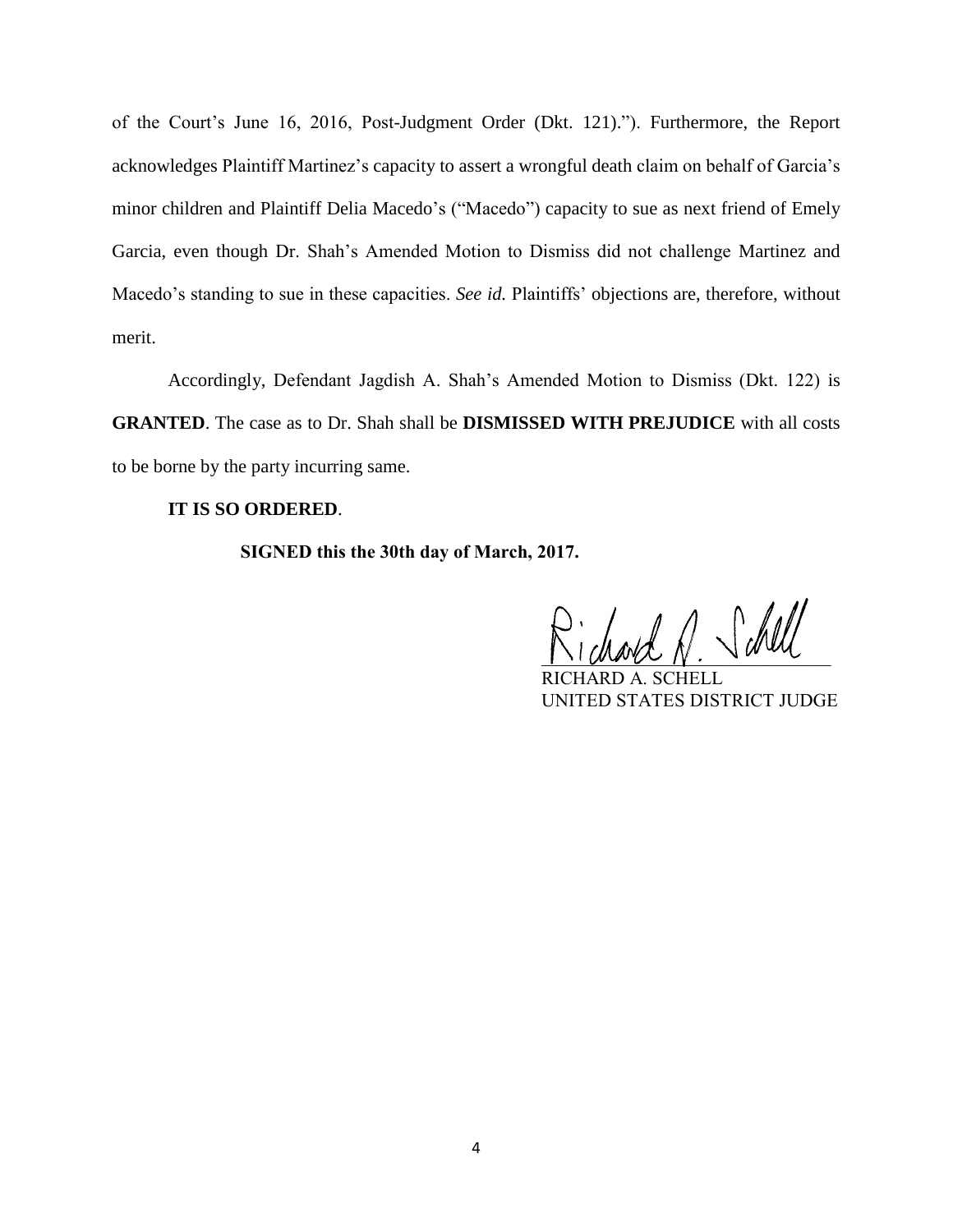of the Court's June 16, 2016, Post-Judgment Order (Dkt. 121)."). Furthermore, the Report acknowledges Plaintiff Martinez's capacity to assert a wrongful death claim on behalf of Garcia's minor children and Plaintiff Delia Macedo's ("Macedo") capacity to sue as next friend of Emely Garcia, even though Dr. Shah's Amended Motion to Dismiss did not challenge Martinez and Macedo's standing to sue in these capacities. *See id.* Plaintiffs' objections are, therefore, without merit.

Accordingly, Defendant Jagdish A. Shah's Amended Motion to Dismiss (Dkt. 122) is **GRANTED**. The case as to Dr. Shah shall be **DISMISSED WITH PREJUDICE** with all costs to be borne by the party incurring same.

**IT IS SO ORDERED**.

**SIGNED this the 30th day of March, 2017.**

RICHARD A. SCHELL
UNITED STATES DISTRICT JUDGE